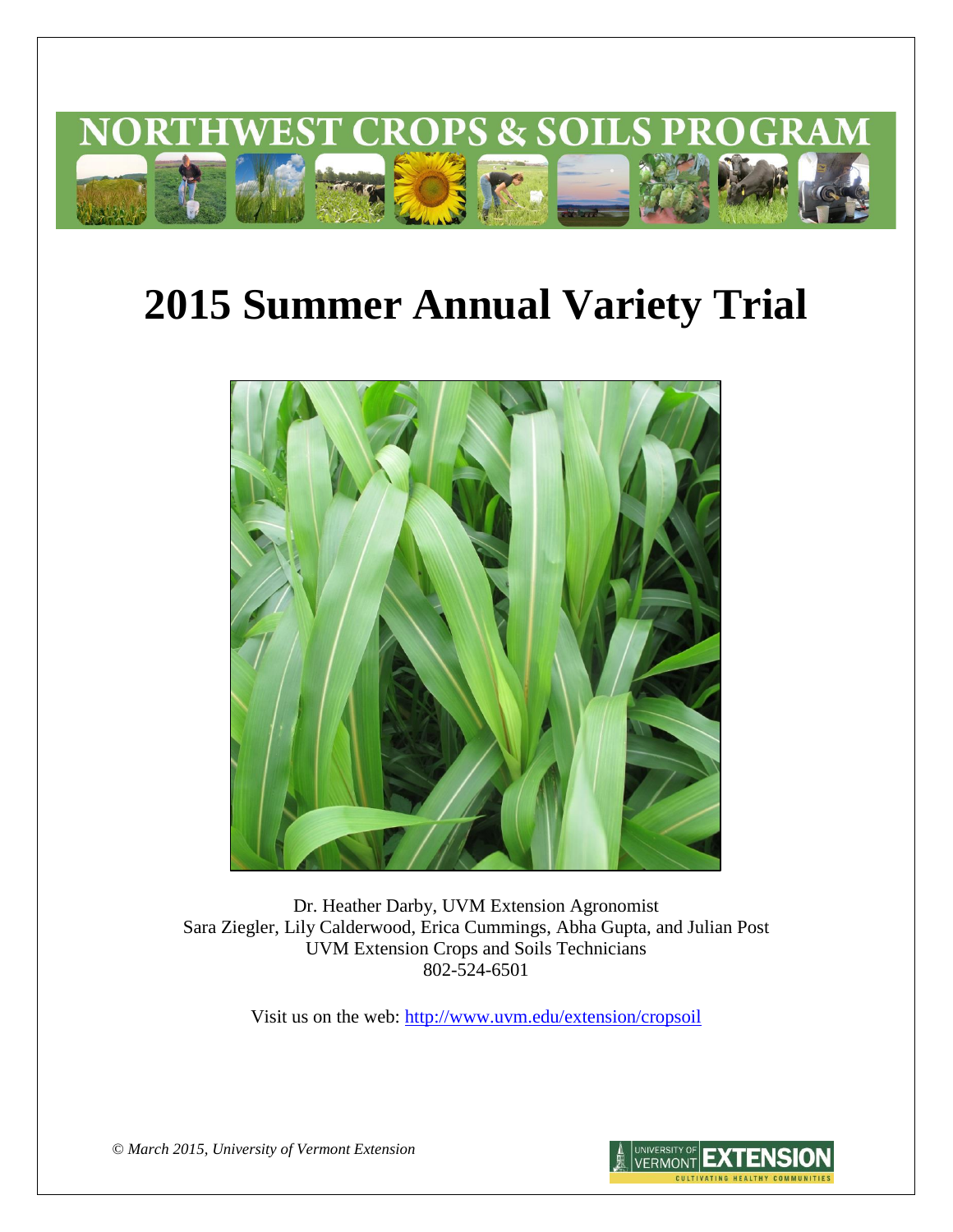# NORTHWEST CROPS & SOILS PROGRAM

# 2015 Summer Annual Variety Trial

Dr. Heather Darby, UVM Extension Agronomist
Sara Ziegler, Lily Calderwood, Erica Cummings, Abha Gupta, and Julian Post
UVM Extension Crops and Soils Technicians
802-524-6501

Visit us on the web: http://www.uvm.edu/extension/cropsoil

*© March 2015, University of Vermont Extension*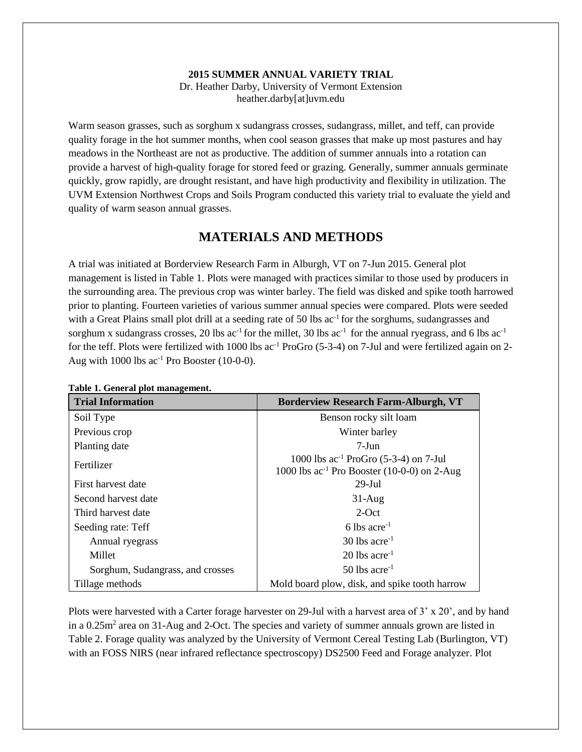**2015 SUMMER ANNUAL VARIETY TRIAL**
Dr. Heather Darby, University of Vermont Extension
heather.darby[at]uvm.edu

Warm season grasses, such as sorghum x sudangrass crosses, sudangrass, millet, and teff, can provide quality forage in the hot summer months, when cool season grasses that make up most pastures and hay meadows in the Northeast are not as productive. The addition of summer annuals into a rotation can provide a harvest of high-quality forage for stored feed or grazing. Generally, summer annuals germinate quickly, grow rapidly, are drought resistant, and have high productivity and flexibility in utilization. The UVM Extension Northwest Crops and Soils Program conducted this variety trial to evaluate the yield and quality of warm season annual grasses.

## MATERIALS AND METHODS

A trial was initiated at Borderview Research Farm in Alburgh, VT on 7-Jun 2015. General plot management is listed in Table 1. Plots were managed with practices similar to those used by producers in the surrounding area. The previous crop was winter barley. The field was disked and spike tooth harrowed prior to planting. Fourteen varieties of various summer annual species were compared. Plots were seeded with a Great Plains small plot drill at a seeding rate of 50 lbs $ac^{-1}$ for the sorghums, sudangrasses and sorghum x sudangrass crosses, 20 lbs $ac^{-1}$ for the millet, 30 lbs $ac^{-1}$ for the annual ryegrass, and 6 lbs $ac^{-1}$ for the teff. Plots were fertilized with 1000 lbs $ac^{-1}$ ProGro (5-3-4) on 7-Jul and were fertilized again on 2-Aug with 1000 lbs $ac^{-1}$ Pro Booster (10-0-0).

**Table 1. General plot management.**

| Trial Information | Borderview Research Farm-Alburgh, VT |
|---|---|
| Soil Type | Benson rocky silt loam |
| Previous crop | Winter barley |
| Planting date | 7-Jun |
| Fertilizer | 1000 lbs $ac^{-1}$ ProGro (5-3-4) on 7-Jul<br>1000 lbs $ac^{-1}$ Pro Booster (10-0-0) on 2-Aug |
| First harvest date | 29-Jul |
| Second harvest date | 31-Aug |
| Third harvest date | 2-Oct |
| Seeding rate: Teff | 6 lbs $acre^{-1}$ |
| Annual ryegrass | 30 lbs $acre^{-1}$ |
| Millet | 20 lbs $acre^{-1}$ |
| Sorghum, Sudangrass, and crosses | 50 lbs $acre^{-1}$ |
| Tillage methods | Mold board plow, disk, and spike tooth harrow |

Plots were harvested with a Carter forage harvester on 29-Jul with a harvest area of 3' x 20', and by hand in a 0.25$m^2$ area on 31-Aug and 2-Oct. The species and variety of summer annuals grown are listed in Table 2. Forage quality was analyzed by the University of Vermont Cereal Testing Lab (Burlington, VT) with an FOSS NIRS (near infrared reflectance spectroscopy) DS2500 Feed and Forage analyzer. Plot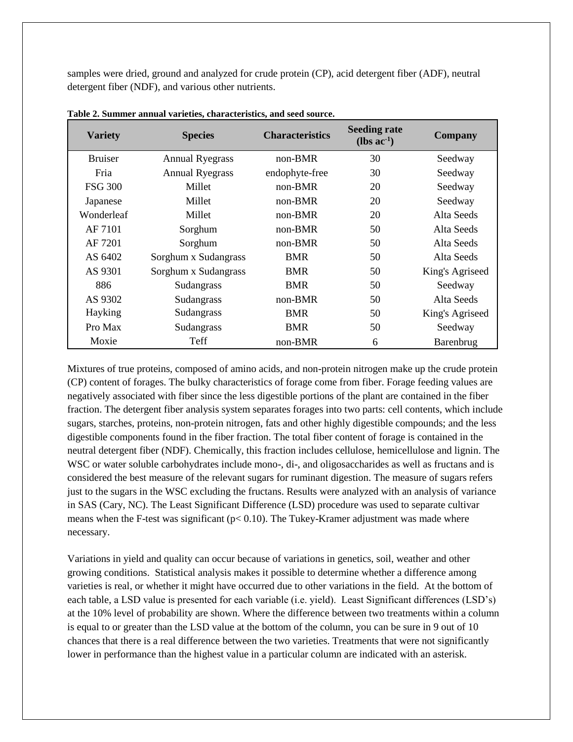samples were dried, ground and analyzed for crude protein (CP), acid detergent fiber (ADF), neutral detergent fiber (NDF), and various other nutrients.

**Table 2. Summer annual varieties, characteristics, and seed source.**

| Variety | Species | Characteristics | Seeding rate (lbs $ac^{-1}$) | Company |
|---|---|---|---|---|
| Bruiser | Annual Ryegrass | non-BMR | 30 | Seedway |
| Fria | Annual Ryegrass | endophyte-free | 30 | Seedway |
| FSG 300 | Millet | non-BMR | 20 | Seedway |
| Japanese | Millet | non-BMR | 20 | Seedway |
| Wonderleaf | Millet | non-BMR | 20 | Alta Seeds |
| AF 7101 | Sorghum | non-BMR | 50 | Alta Seeds |
| AF 7201 | Sorghum | non-BMR | 50 | Alta Seeds |
| AS 6402 | Sorghum x Sudangrass | BMR | 50 | Alta Seeds |
| AS 9301 | Sorghum x Sudangrass | BMR | 50 | King's Agriseed |
| 886 | Sudangrass | BMR | 50 | Seedway |
| AS 9302 | Sudangrass | non-BMR | 50 | Alta Seeds |
| Hayking | Sudangrass | BMR | 50 | King's Agriseed |
| Pro Max | Sudangrass | BMR | 50 | Seedway |
| Moxie | Teff | non-BMR | 6 | Barenbrug |

Mixtures of true proteins, composed of amino acids, and non-protein nitrogen make up the crude protein (CP) content of forages. The bulky characteristics of forage come from fiber. Forage feeding values are negatively associated with fiber since the less digestible portions of the plant are contained in the fiber fraction. The detergent fiber analysis system separates forages into two parts: cell contents, which include sugars, starches, proteins, non-protein nitrogen, fats and other highly digestible compounds; and the less digestible components found in the fiber fraction. The total fiber content of forage is contained in the neutral detergent fiber (NDF). Chemically, this fraction includes cellulose, hemicellulose and lignin. The WSC or water soluble carbohydrates include mono-, di-, and oligosaccharides as well as fructans and is considered the best measure of the relevant sugars for ruminant digestion. The measure of sugars refers just to the sugars in the WSC excluding the fructans. Results were analyzed with an analysis of variance in SAS (Cary, NC). The Least Significant Difference (LSD) procedure was used to separate cultivar means when the F-test was significant ($p < 0.10$). The Tukey-Kramer adjustment was made where necessary.

Variations in yield and quality can occur because of variations in genetics, soil, weather and other growing conditions. Statistical analysis makes it possible to determine whether a difference among varieties is real, or whether it might have occurred due to other variations in the field. At the bottom of each table, a LSD value is presented for each variable (i.e. yield). Least Significant differences (LSD's) at the 10% level of probability are shown. Where the difference between two treatments within a column is equal to or greater than the LSD value at the bottom of the column, you can be sure in 9 out of 10 chances that there is a real difference between the two varieties. Treatments that were not significantly lower in performance than the highest value in a particular column are indicated with an asterisk.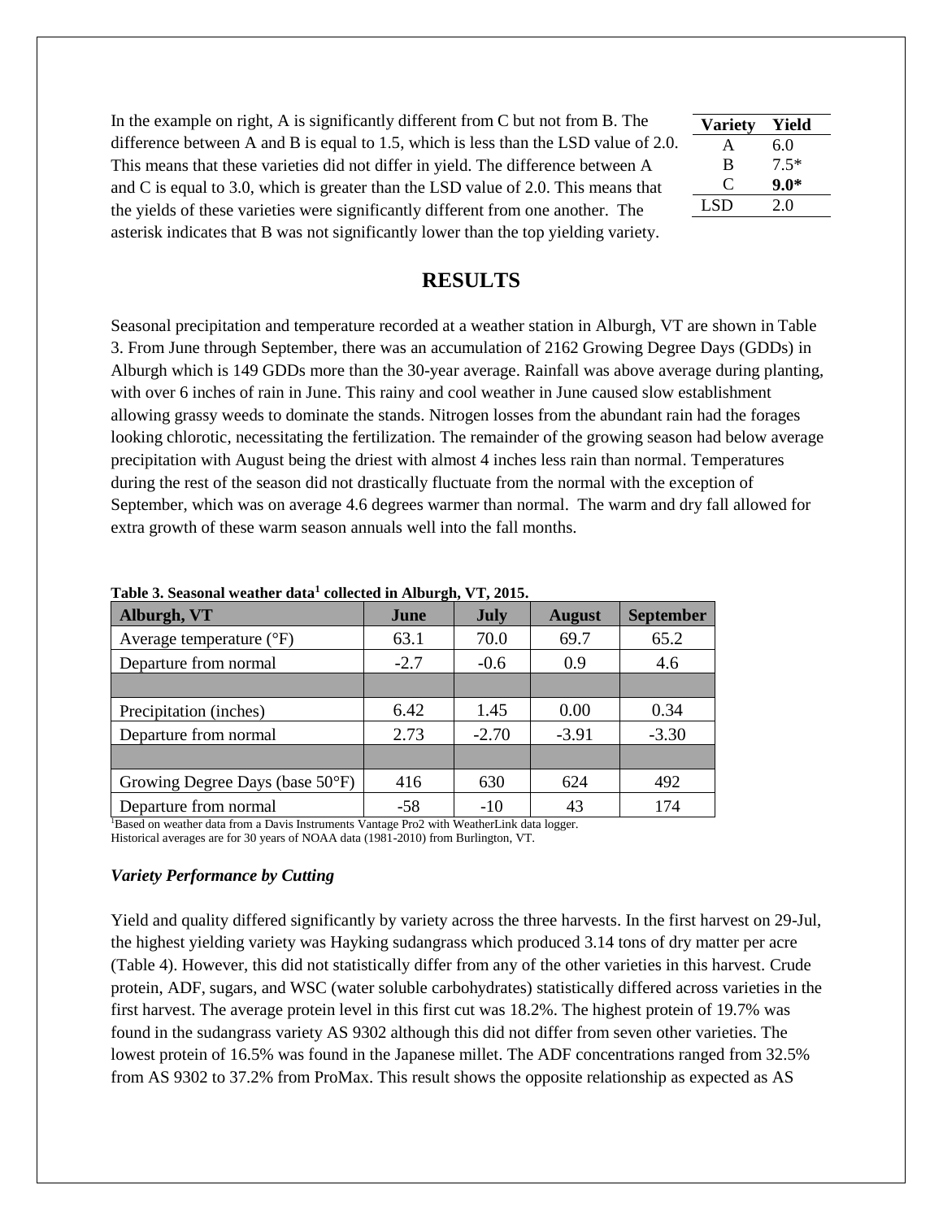In the example on right, A is significantly different from C but not from B. The difference between A and B is equal to 1.5, which is less than the LSD value of 2.0. This means that these varieties did not differ in yield. The difference between A and C is equal to 3.0, which is greater than the LSD value of 2.0. This means that the yields of these varieties were significantly different from one another. The asterisk indicates that B was not significantly lower than the top yielding variety.

| Variety | Yield |
|---|---|
| A | 6.0 |
| B | 7.5* |
| C | **9.0*** |
| LSD | 2.0 |

# RESULTS

Seasonal precipitation and temperature recorded at a weather station in Alburgh, VT are shown in Table 3. From June through September, there was an accumulation of 2162 Growing Degree Days (GDDs) in Alburgh which is 149 GDDs more than the 30-year average. Rainfall was above average during planting, with over 6 inches of rain in June. This rainy and cool weather in June caused slow establishment allowing grassy weeds to dominate the stands. Nitrogen losses from the abundant rain had the forages looking chlorotic, necessitating the fertilization. The remainder of the growing season had below average precipitation with August being the driest with almost 4 inches less rain than normal. Temperatures during the rest of the season did not drastically fluctuate from the normal with the exception of September, which was on average 4.6 degrees warmer than normal. The warm and dry fall allowed for extra growth of these warm season annuals well into the fall months.

**Table 3. Seasonal weather data[1] collected in Alburgh, VT, 2015.**

| Alburgh, VT | June | July | August | September |
|---|---|---|---|---|
| Average temperature (°F) | 63.1 | 70.0 | 69.7 | 65.2 |
| Departure from normal | -2.7 | -0.6 | 0.9 | 4.6 |
| | | | | |
| Precipitation (inches) | 6.42 | 1.45 | 0.00 | 0.34 |
| Departure from normal | 2.73 | -2.70 | -3.91 | -3.30 |
| | | | | |
| Growing Degree Days (base 50°F) | 416 | 630 | 624 | 492 |
| Departure from normal | -58 | -10 | 43 | 174 |

[1]Based on weather data from a Davis Instruments Vantage Pro2 with WeatherLink data logger.
Historical averages are for 30 years of NOAA data (1981-2010) from Burlington, VT.

### *Variety Performance by Cutting*

Yield and quality differed significantly by variety across the three harvests. In the first harvest on 29-Jul, the highest yielding variety was Hayking sudangrass which produced 3.14 tons of dry matter per acre (Table 4). However, this did not statistically differ from any of the other varieties in this harvest. Crude protein, ADF, sugars, and WSC (water soluble carbohydrates) statistically differed across varieties in the first harvest. The average protein level in this first cut was 18.2%. The highest protein of 19.7% was found in the sudangrass variety AS 9302 although this did not differ from seven other varieties. The lowest protein of 16.5% was found in the Japanese millet. The ADF concentrations ranged from 32.5% from AS 9302 to 37.2% from ProMax. This result shows the opposite relationship as expected as AS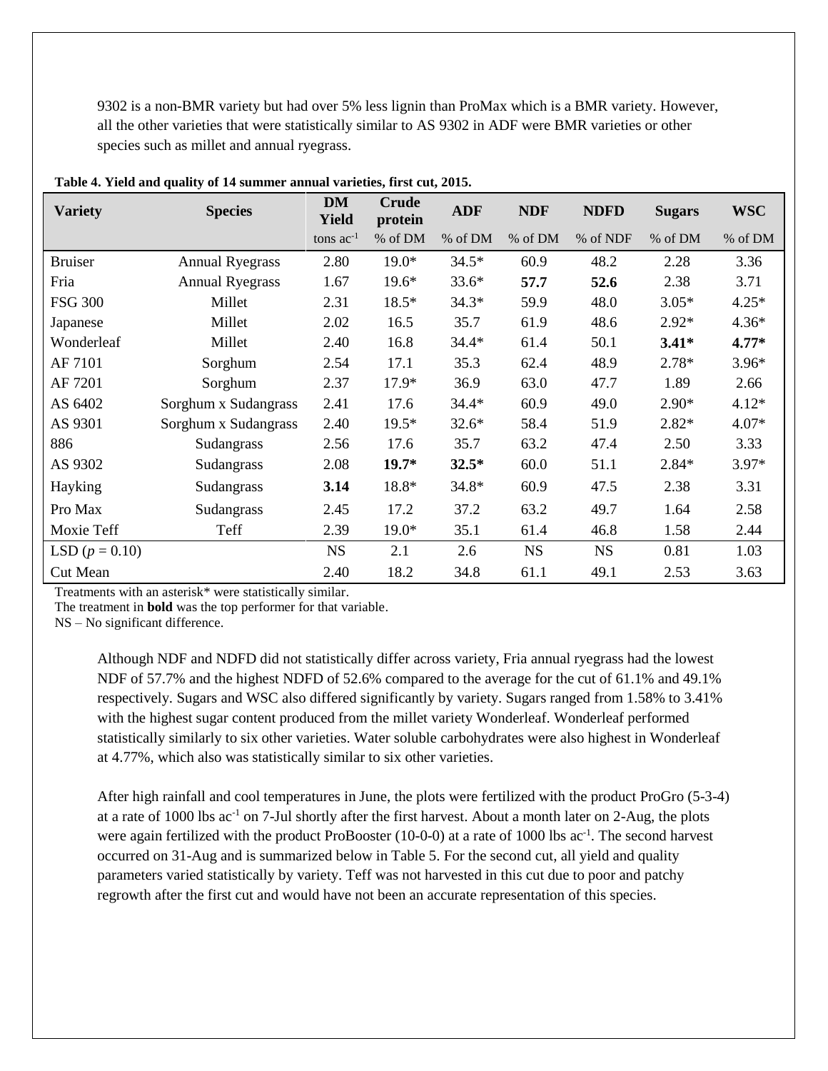9302 is a non-BMR variety but had over 5% less lignin than ProMax which is a BMR variety. However, all the other varieties that were statistically similar to AS 9302 in ADF were BMR varieties or other species such as millet and annual ryegrass.

**Table 4. Yield and quality of 14 summer annual varieties, first cut, 2015.**

| Variety | Species | DM Yield | Crude protein | ADF | NDF | NDFD | Sugars | WSC |
|---|---|---|---|---|---|---|---|---|
| | | tons ac$^{-1}$ | % of DM | % of DM | % of DM | % of NDF | % of DM | % of DM |
| Bruiser | Annual Ryegrass | 2.80 | 19.0* | 34.5* | 60.9 | 48.2 | 2.28 | 3.36 |
| Fria | Annual Ryegrass | 1.67 | 19.6* | 33.6* | **57.7** | **52.6** | 2.38 | 3.71 |
| FSG 300 | Millet | 2.31 | 18.5* | 34.3* | 59.9 | 48.0 | 3.05* | 4.25* |
| Japanese | Millet | 2.02 | 16.5 | 35.7 | 61.9 | 48.6 | 2.92* | 4.36* |
| Wonderleaf | Millet | 2.40 | 16.8 | 34.4* | 61.4 | 50.1 | **3.41*** | **4.77*** |
| AF 7101 | Sorghum | 2.54 | 17.1 | 35.3 | 62.4 | 48.9 | 2.78* | 3.96* |
| AF 7201 | Sorghum | 2.37 | 17.9* | 36.9 | 63.0 | 47.7 | 1.89 | 2.66 |
| AS 6402 | Sorghum x Sudangrass | 2.41 | 17.6 | 34.4* | 60.9 | 49.0 | 2.90* | 4.12* |
| AS 9301 | Sorghum x Sudangrass | 2.40 | 19.5* | 32.6* | 58.4 | 51.9 | 2.82* | 4.07* |
| 886 | Sudangrass | 2.56 | 17.6 | 35.7 | 63.2 | 47.4 | 2.50 | 3.33 |
| AS 9302 | Sudangrass | 2.08 | **19.7*** | **32.5*** | 60.0 | 51.1 | 2.84* | 3.97* |
| Hayking | Sudangrass | **3.14** | 18.8* | 34.8* | 60.9 | 47.5 | 2.38 | 3.31 |
| Pro Max | Sudangrass | 2.45 | 17.2 | 37.2 | 63.2 | 49.7 | 1.64 | 2.58 |
| Moxie Teff | Teff | 2.39 | 19.0* | 35.1 | 61.4 | 46.8 | 1.58 | 2.44 |
| LSD ($p$ = 0.10) | | NS | 2.1 | 2.6 | NS | NS | 0.81 | 1.03 |
| Cut Mean | | 2.40 | 18.2 | 34.8 | 61.1 | 49.1 | 2.53 | 3.63 |

Treatments with an asterisk* were statistically similar.
The treatment in **bold** was the top performer for that variable.
NS – No significant difference.

Although NDF and NDFD did not statistically differ across variety, Fria annual ryegrass had the lowest NDF of 57.7% and the highest NDFD of 52.6% compared to the average for the cut of 61.1% and 49.1% respectively. Sugars and WSC also differed significantly by variety. Sugars ranged from 1.58% to 3.41% with the highest sugar content produced from the millet variety Wonderleaf. Wonderleaf performed statistically similarly to six other varieties. Water soluble carbohydrates were also highest in Wonderleaf at 4.77%, which also was statistically similar to six other varieties.

After high rainfall and cool temperatures in June, the plots were fertilized with the product ProGro (5-3-4) at a rate of 1000 lbs ac$^{-1}$ on 7-Jul shortly after the first harvest. About a month later on 2-Aug, the plots were again fertilized with the product ProBooster (10-0-0) at a rate of 1000 lbs ac$^{-1}$. The second harvest occurred on 31-Aug and is summarized below in Table 5. For the second cut, all yield and quality parameters varied statistically by variety. Teff was not harvested in this cut due to poor and patchy regrowth after the first cut and would have not been an accurate representation of this species.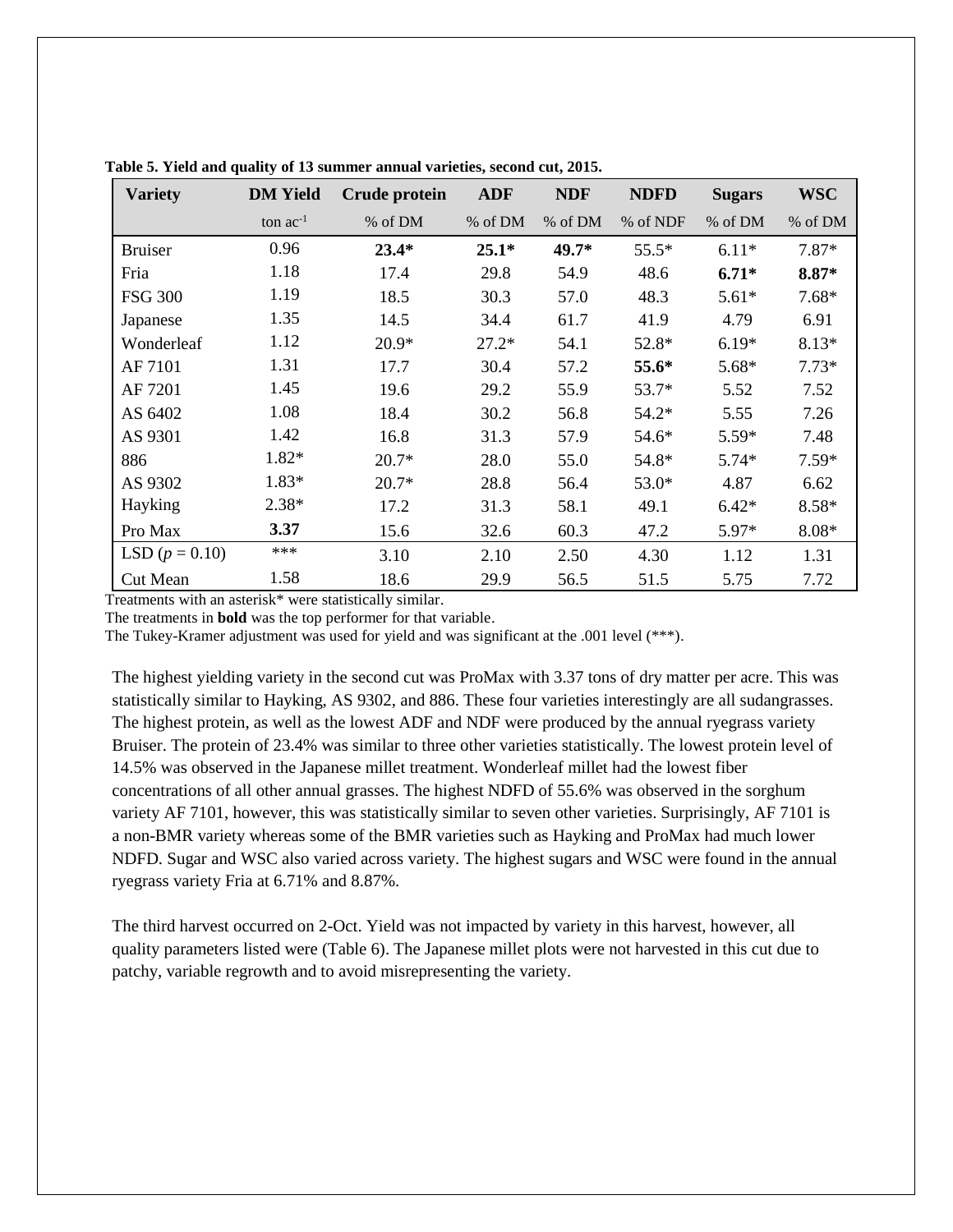**Table 5. Yield and quality of 13 summer annual varieties, second cut, 2015.**

| Variety | DM Yield | Crude protein | ADF | NDF | NDFD | Sugars | WSC |
|---|---|---|---|---|---|---|---|
| | ton ac$^{-1}$ | % of DM | % of DM | % of DM | % of NDF | % of DM | % of DM |
| Bruiser | 0.96 | **23.4*** | **25.1*** | **49.7*** | 55.5* | 6.11* | 7.87* |
| Fria | 1.18 | 17.4 | 29.8 | 54.9 | 48.6 | **6.71*** | **8.87*** |
| FSG 300 | 1.19 | 18.5 | 30.3 | 57.0 | 48.3 | 5.61* | 7.68* |
| Japanese | 1.35 | 14.5 | 34.4 | 61.7 | 41.9 | 4.79 | 6.91 |
| Wonderleaf | 1.12 | 20.9* | 27.2* | 54.1 | 52.8* | 6.19* | 8.13* |
| AF 7101 | 1.31 | 17.7 | 30.4 | 57.2 | **55.6*** | 5.68* | 7.73* |
| AF 7201 | 1.45 | 19.6 | 29.2 | 55.9 | 53.7* | 5.52 | 7.52 |
| AS 6402 | 1.08 | 18.4 | 30.2 | 56.8 | 54.2* | 5.55 | 7.26 |
| AS 9301 | 1.42 | 16.8 | 31.3 | 57.9 | 54.6* | 5.59* | 7.48 |
| 886 | 1.82* | 20.7* | 28.0 | 55.0 | 54.8* | 5.74* | 7.59* |
| AS 9302 | 1.83* | 20.7* | 28.8 | 56.4 | 53.0* | 4.87 | 6.62 |
| Hayking | 2.38* | 17.2 | 31.3 | 58.1 | 49.1 | 6.42* | 8.58* |
| Pro Max | **3.37** | 15.6 | 32.6 | 60.3 | 47.2 | 5.97* | 8.08* |
| LSD ($p$ = 0.10) | *** | 3.10 | 2.10 | 2.50 | 4.30 | 1.12 | 1.31 |
| Cut Mean | 1.58 | 18.6 | 29.9 | 56.5 | 51.5 | 5.75 | 7.72 |

Treatments with an asterisk* were statistically similar.
The treatments in **bold** was the top performer for that variable.
The Tukey-Kramer adjustment was used for yield and was significant at the .001 level (***).

The highest yielding variety in the second cut was ProMax with 3.37 tons of dry matter per acre. This was statistically similar to Hayking, AS 9302, and 886. These four varieties interestingly are all sudangrasses. The highest protein, as well as the lowest ADF and NDF were produced by the annual ryegrass variety Bruiser. The protein of 23.4% was similar to three other varieties statistically. The lowest protein level of 14.5% was observed in the Japanese millet treatment. Wonderleaf millet had the lowest fiber concentrations of all other annual grasses. The highest NDFD of 55.6% was observed in the sorghum variety AF 7101, however, this was statistically similar to seven other varieties. Surprisingly, AF 7101 is a non-BMR variety whereas some of the BMR varieties such as Hayking and ProMax had much lower NDFD. Sugar and WSC also varied across variety. The highest sugars and WSC were found in the annual ryegrass variety Fria at 6.71% and 8.87%.

The third harvest occurred on 2-Oct. Yield was not impacted by variety in this harvest, however, all quality parameters listed were (Table 6). The Japanese millet plots were not harvested in this cut due to patchy, variable regrowth and to avoid misrepresenting the variety.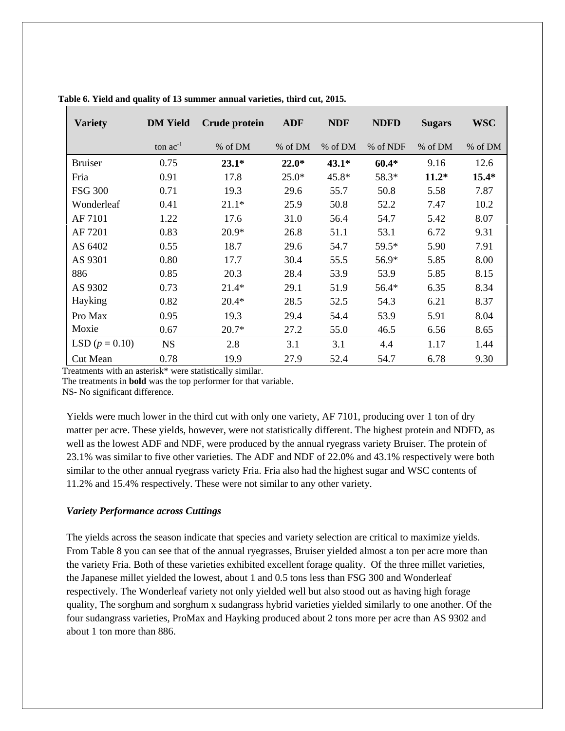**Table 6. Yield and quality of 13 summer annual varieties, third cut, 2015.**

| Variety | DM Yield | Crude protein | ADF | NDF | NDFD | Sugars | WSC |
|---|---|---|---|---|---|---|---|
| | ton ac$^{-1}$ | % of DM | % of DM | % of DM | % of NDF | % of DM | % of DM |
| Bruiser | 0.75 | **23.1*** | **22.0*** | **43.1*** | **60.4*** | 9.16 | 12.6 |
| Fria | 0.91 | 17.8 | 25.0* | 45.8* | 58.3* | **11.2*** | **15.4*** |
| FSG 300 | 0.71 | 19.3 | 29.6 | 55.7 | 50.8 | 5.58 | 7.87 |
| Wonderleaf | 0.41 | 21.1* | 25.9 | 50.8 | 52.2 | 7.47 | 10.2 |
| AF 7101 | 1.22 | 17.6 | 31.0 | 56.4 | 54.7 | 5.42 | 8.07 |
| AF 7201 | 0.83 | 20.9* | 26.8 | 51.1 | 53.1 | 6.72 | 9.31 |
| AS 6402 | 0.55 | 18.7 | 29.6 | 54.7 | 59.5* | 5.90 | 7.91 |
| AS 9301 | 0.80 | 17.7 | 30.4 | 55.5 | 56.9* | 5.85 | 8.00 |
| 886 | 0.85 | 20.3 | 28.4 | 53.9 | 53.9 | 5.85 | 8.15 |
| AS 9302 | 0.73 | 21.4* | 29.1 | 51.9 | 56.4* | 6.35 | 8.34 |
| Hayking | 0.82 | 20.4* | 28.5 | 52.5 | 54.3 | 6.21 | 8.37 |
| Pro Max | 0.95 | 19.3 | 29.4 | 54.4 | 53.9 | 5.91 | 8.04 |
| Moxie | 0.67 | 20.7* | 27.2 | 55.0 | 46.5 | 6.56 | 8.65 |
| LSD ($p$ = 0.10) | NS | 2.8 | 3.1 | 3.1 | 4.4 | 1.17 | 1.44 |
| Cut Mean | 0.78 | 19.9 | 27.9 | 52.4 | 54.7 | 6.78 | 9.30 |

Treatments with an asterisk* were statistically similar.
The treatments in **bold** was the top performer for that variable.
NS- No significant difference.

Yields were much lower in the third cut with only one variety, AF 7101, producing over 1 ton of dry matter per acre. These yields, however, were not statistically different. The highest protein and NDFD, as well as the lowest ADF and NDF, were produced by the annual ryegrass variety Bruiser. The protein of 23.1% was similar to five other varieties. The ADF and NDF of 22.0% and 43.1% respectively were both similar to the other annual ryegrass variety Fria. Fria also had the highest sugar and WSC contents of 11.2% and 15.4% respectively. These were not similar to any other variety.

### *Variety Performance across Cuttings*

The yields across the season indicate that species and variety selection are critical to maximize yields. From Table 8 you can see that of the annual ryegrasses, Bruiser yielded almost a ton per acre more than the variety Fria. Both of these varieties exhibited excellent forage quality. Of the three millet varieties, the Japanese millet yielded the lowest, about 1 and 0.5 tons less than FSG 300 and Wonderleaf respectively. The Wonderleaf variety not only yielded well but also stood out as having high forage quality, The sorghum and sorghum x sudangrass hybrid varieties yielded similarly to one another. Of the four sudangrass varieties, ProMax and Hayking produced about 2 tons more per acre than AS 9302 and about 1 ton more than 886.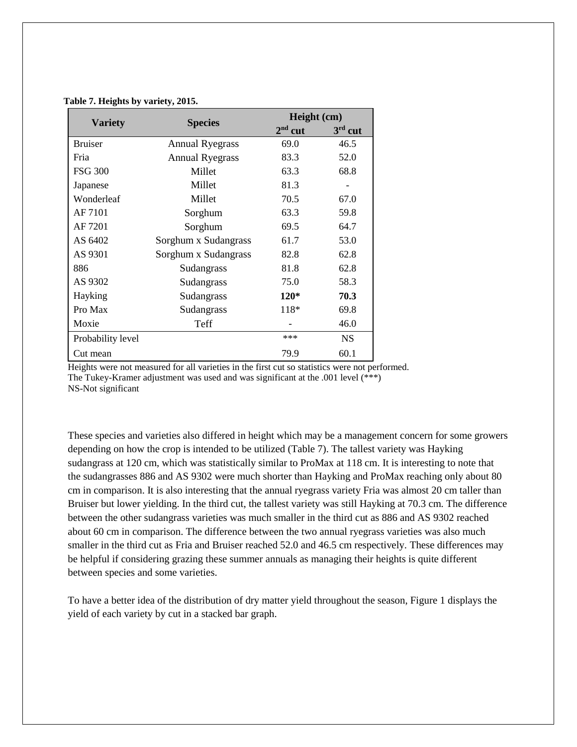**Table 7. Heights by variety, 2015.**

| Variety | Species | Height (cm) | |
|---|---|---|---|
| | | 2nd cut | 3rd cut |
| Bruiser | Annual Ryegrass | 69.0 | 46.5 |
| Fria | Annual Ryegrass | 83.3 | 52.0 |
| FSG 300 | Millet | 63.3 | 68.8 |
| Japanese | Millet | 81.3 | - |
| Wonderleaf | Millet | 70.5 | 67.0 |
| AF 7101 | Sorghum | 63.3 | 59.8 |
| AF 7201 | Sorghum | 69.5 | 64.7 |
| AS 6402 | Sorghum x Sudangrass | 61.7 | 53.0 |
| AS 9301 | Sorghum x Sudangrass | 82.8 | 62.8 |
| 886 | Sudangrass | 81.8 | 62.8 |
| AS 9302 | Sudangrass | 75.0 | 58.3 |
| Hayking | Sudangrass | **120*** | **70.3** |
| Pro Max | Sudangrass | 118* | 69.8 |
| Moxie | Teff | - | 46.0 |
| Probability level | | *** | NS |
| Cut mean | | 79.9 | 60.1 |

Heights were not measured for all varieties in the first cut so statistics were not performed.
The Tukey-Kramer adjustment was used and was significant at the .001 level (***)
NS-Not significant

These species and varieties also differed in height which may be a management concern for some growers depending on how the crop is intended to be utilized (Table 7). The tallest variety was Hayking sudangrass at 120 cm, which was statistically similar to ProMax at 118 cm. It is interesting to note that the sudangrasses 886 and AS 9302 were much shorter than Hayking and ProMax reaching only about 80 cm in comparison. It is also interesting that the annual ryegrass variety Fria was almost 20 cm taller than Bruiser but lower yielding. In the third cut, the tallest variety was still Hayking at 70.3 cm. The difference between the other sudangrass varieties was much smaller in the third cut as 886 and AS 9302 reached about 60 cm in comparison. The difference between the two annual ryegrass varieties was also much smaller in the third cut as Fria and Bruiser reached 52.0 and 46.5 cm respectively. These differences may be helpful if considering grazing these summer annuals as managing their heights is quite different between species and some varieties.

To have a better idea of the distribution of dry matter yield throughout the season, Figure 1 displays the yield of each variety by cut in a stacked bar graph.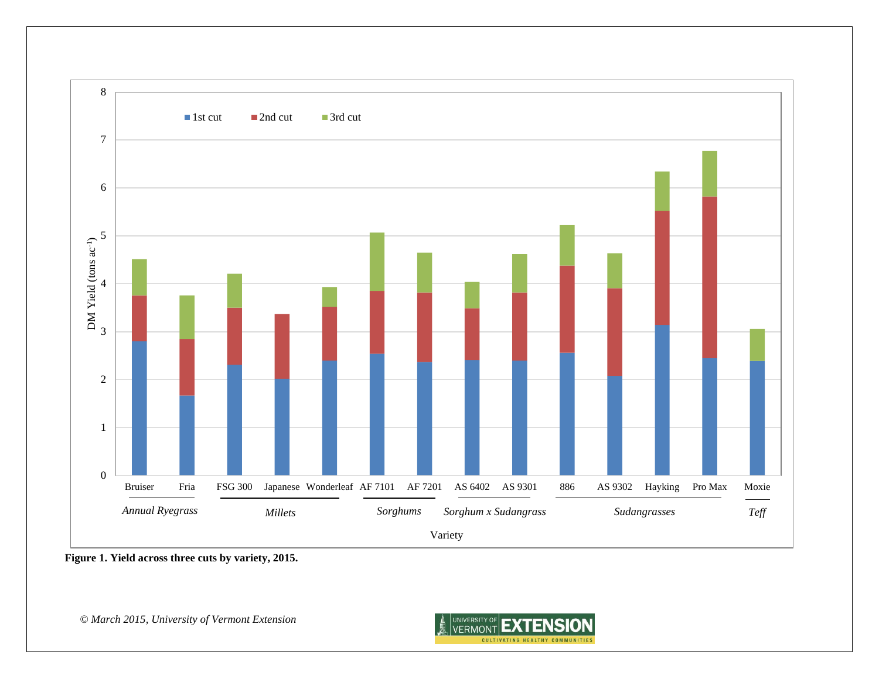**Figure 1. Yield across three cuts by variety, 2015.**

*© March 2015, University of Vermont Extension*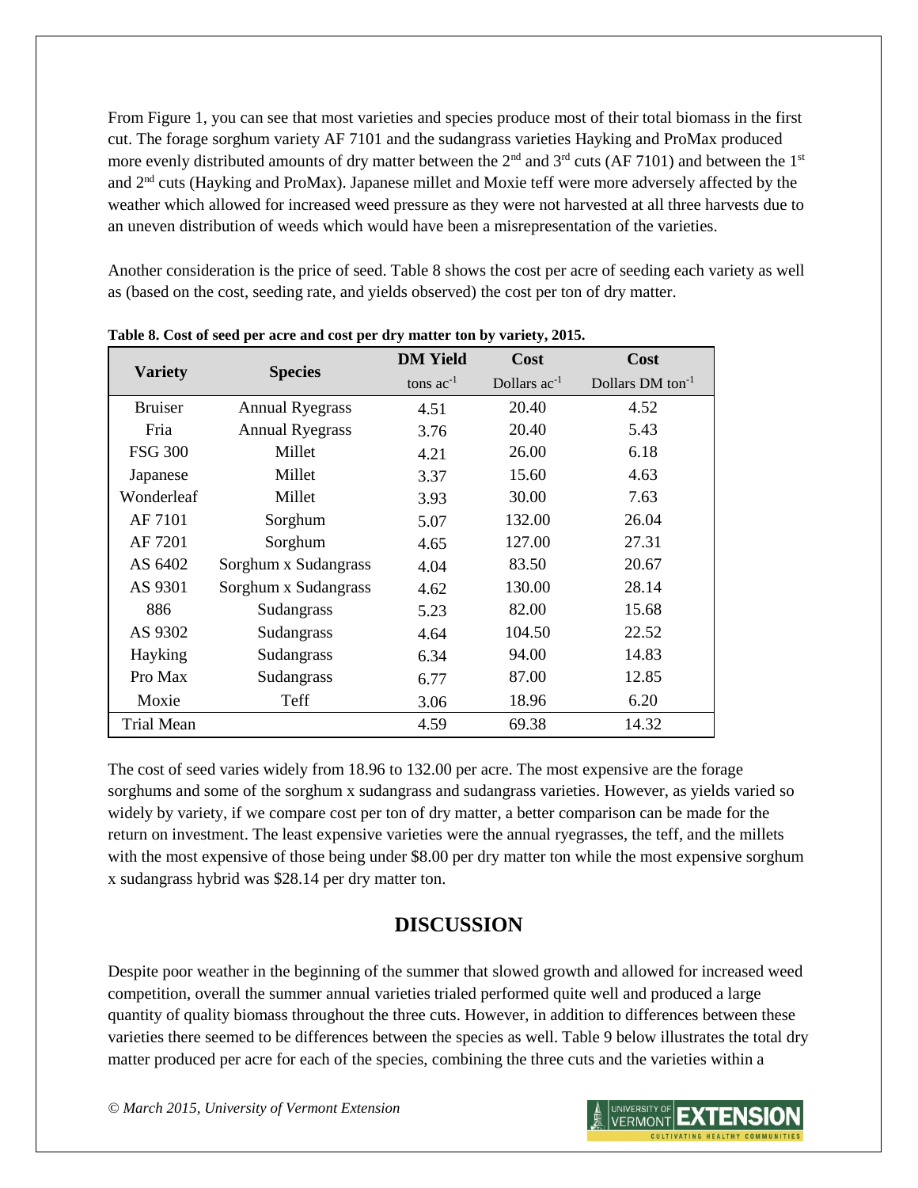From Figure 1, you can see that most varieties and species produce most of their total biomass in the first cut. The forage sorghum variety AF 7101 and the sudangrass varieties Hayking and ProMax produced more evenly distributed amounts of dry matter between the 2nd and 3rd cuts (AF 7101) and between the 1st and 2nd cuts (Hayking and ProMax). Japanese millet and Moxie teff were more adversely affected by the weather which allowed for increased weed pressure as they were not harvested at all three harvests due to an uneven distribution of weeds which would have been a misrepresentation of the varieties.

Another consideration is the price of seed. Table 8 shows the cost per acre of seeding each variety as well as (based on the cost, seeding rate, and yields observed) the cost per ton of dry matter.

**Table 8. Cost of seed per acre and cost per dry matter ton by variety, 2015.**

| Variety | Species | DM Yield | Cost | Cost |
|---|---|---|---|---|
| | | tons $ac^{-1}$ | Dollars $ac^{-1}$ | Dollars DM $ton^{-1}$ |
| Bruiser | Annual Ryegrass | 4.51 | 20.40 | 4.52 |
| Fria | Annual Ryegrass | 3.76 | 20.40 | 5.43 |
| FSG 300 | Millet | 4.21 | 26.00 | 6.18 |
| Japanese | Millet | 3.37 | 15.60 | 4.63 |
| Wonderleaf | Millet | 3.93 | 30.00 | 7.63 |
| AF 7101 | Sorghum | 5.07 | 132.00 | 26.04 |
| AF 7201 | Sorghum | 4.65 | 127.00 | 27.31 |
| AS 6402 | Sorghum x Sudangrass | 4.04 | 83.50 | 20.67 |
| AS 9301 | Sorghum x Sudangrass | 4.62 | 130.00 | 28.14 |
| 886 | Sudangrass | 5.23 | 82.00 | 15.68 |
| AS 9302 | Sudangrass | 4.64 | 104.50 | 22.52 |
| Hayking | Sudangrass | 6.34 | 94.00 | 14.83 |
| Pro Max | Sudangrass | 6.77 | 87.00 | 12.85 |
| Moxie | Teff | 3.06 | 18.96 | 6.20 |
| Trial Mean | | 4.59 | 69.38 | 14.32 |

The cost of seed varies widely from 18.96 to 132.00 per acre. The most expensive are the forage sorghums and some of the sorghum x sudangrass and sudangrass varieties. However, as yields varied so widely by variety, if we compare cost per ton of dry matter, a better comparison can be made for the return on investment. The least expensive varieties were the annual ryegrasses, the teff, and the millets with the most expensive of those being under $8.00 per dry matter ton while the most expensive sorghum x sudangrass hybrid was $28.14 per dry matter ton.

## DISCUSSION

Despite poor weather in the beginning of the summer that slowed growth and allowed for increased weed competition, overall the summer annual varieties trialed performed quite well and produced a large quantity of quality biomass throughout the three cuts. However, in addition to differences between these varieties there seemed to be differences between the species as well. Table 9 below illustrates the total dry matter produced per acre for each of the species, combining the three cuts and the varieties within a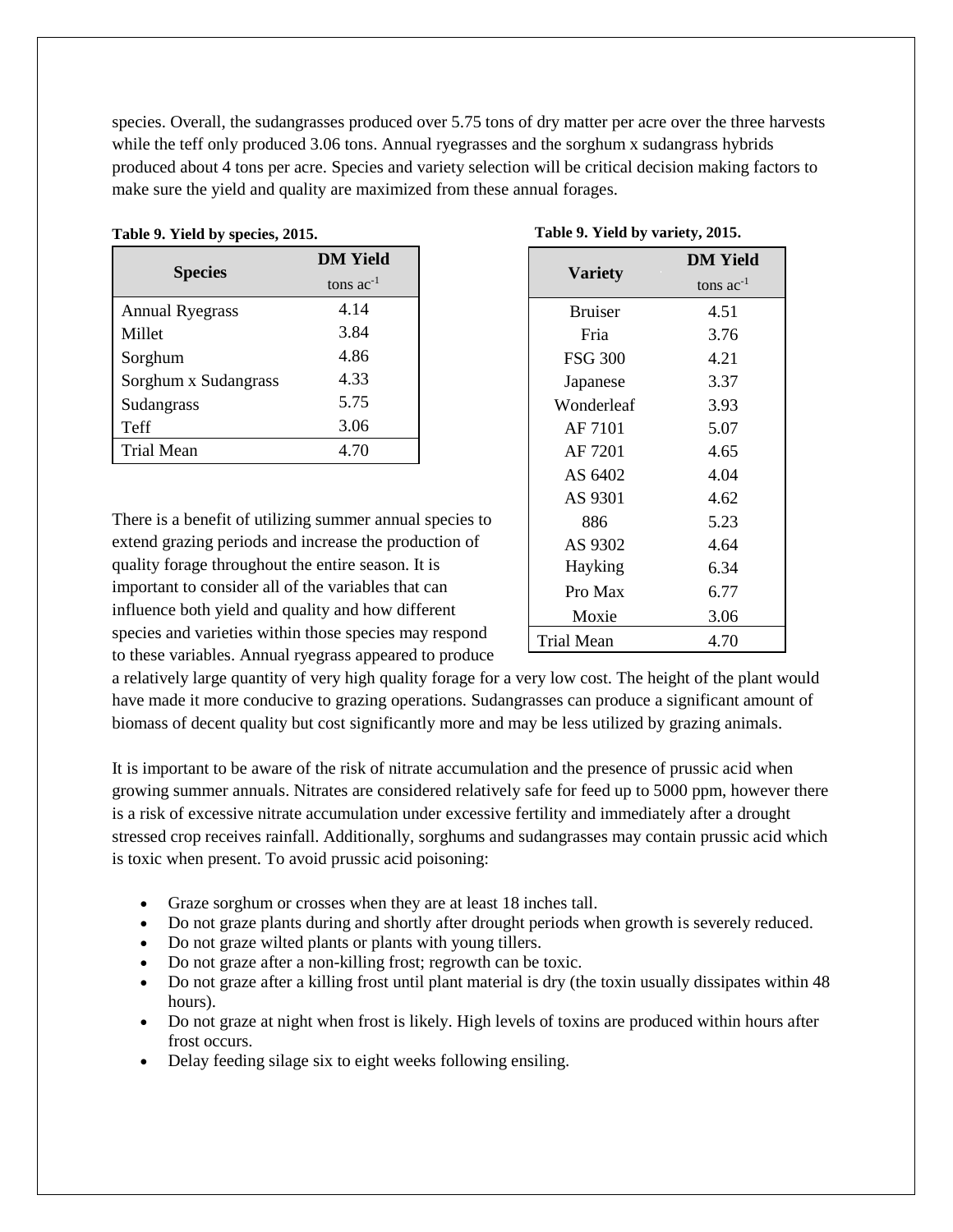species. Overall, the sudangrasses produced over 5.75 tons of dry matter per acre over the three harvests while the teff only produced 3.06 tons. Annual ryegrasses and the sorghum x sudangrass hybrids produced about 4 tons per acre. Species and variety selection will be critical decision making factors to make sure the yield and quality are maximized from these annual forages.

**Table 9. Yield by species, 2015.**

| Species | DM Yield |
|---|---|
| | tons $ac^{-1}$ |
| Annual Ryegrass | 4.14 |
| Millet | 3.84 |
| Sorghum | 4.86 |
| Sorghum x Sudangrass | 4.33 |
| Sudangrass | 5.75 |
| Teff | 3.06 |
| Trial Mean | 4.70 |

**Table 9. Yield by variety, 2015.**

| Variety | DM Yield |
|---|---|
| | tons $ac^{-1}$ |
| Bruiser | 4.51 |
| Fria | 3.76 |
| FSG 300 | 4.21 |
| Japanese | 3.37 |
| Wonderleaf | 3.93 |
| AF 7101 | 5.07 |
| AF 7201 | 4.65 |
| AS 6402 | 4.04 |
| AS 9301 | 4.62 |
| 886 | 5.23 |
| AS 9302 | 4.64 |
| Hayking | 6.34 |
| Pro Max | 6.77 |
| Moxie | 3.06 |
| Trial Mean | 4.70 |

There is a benefit of utilizing summer annual species to extend grazing periods and increase the production of quality forage throughout the entire season. It is important to consider all of the variables that can influence both yield and quality and how different species and varieties within those species may respond to these variables. Annual ryegrass appeared to produce a relatively large quantity of very high quality forage for a very low cost. The height of the plant would have made it more conducive to grazing operations. Sudangrasses can produce a significant amount of biomass of decent quality but cost significantly more and may be less utilized by grazing animals.

It is important to be aware of the risk of nitrate accumulation and the presence of prussic acid when growing summer annuals. Nitrates are considered relatively safe for feed up to 5000 ppm, however there is a risk of excessive nitrate accumulation under excessive fertility and immediately after a drought stressed crop receives rainfall. Additionally, sorghums and sudangrasses may contain prussic acid which is toxic when present. To avoid prussic acid poisoning:

- Graze sorghum or crosses when they are at least 18 inches tall.
- Do not graze plants during and shortly after drought periods when growth is severely reduced.
- Do not graze wilted plants or plants with young tillers.
- Do not graze after a non-killing frost; regrowth can be toxic.
- Do not graze after a killing frost until plant material is dry (the toxin usually dissipates within 48 hours).
- Do not graze at night when frost is likely. High levels of toxins are produced within hours after frost occurs.
- Delay feeding silage six to eight weeks following ensiling.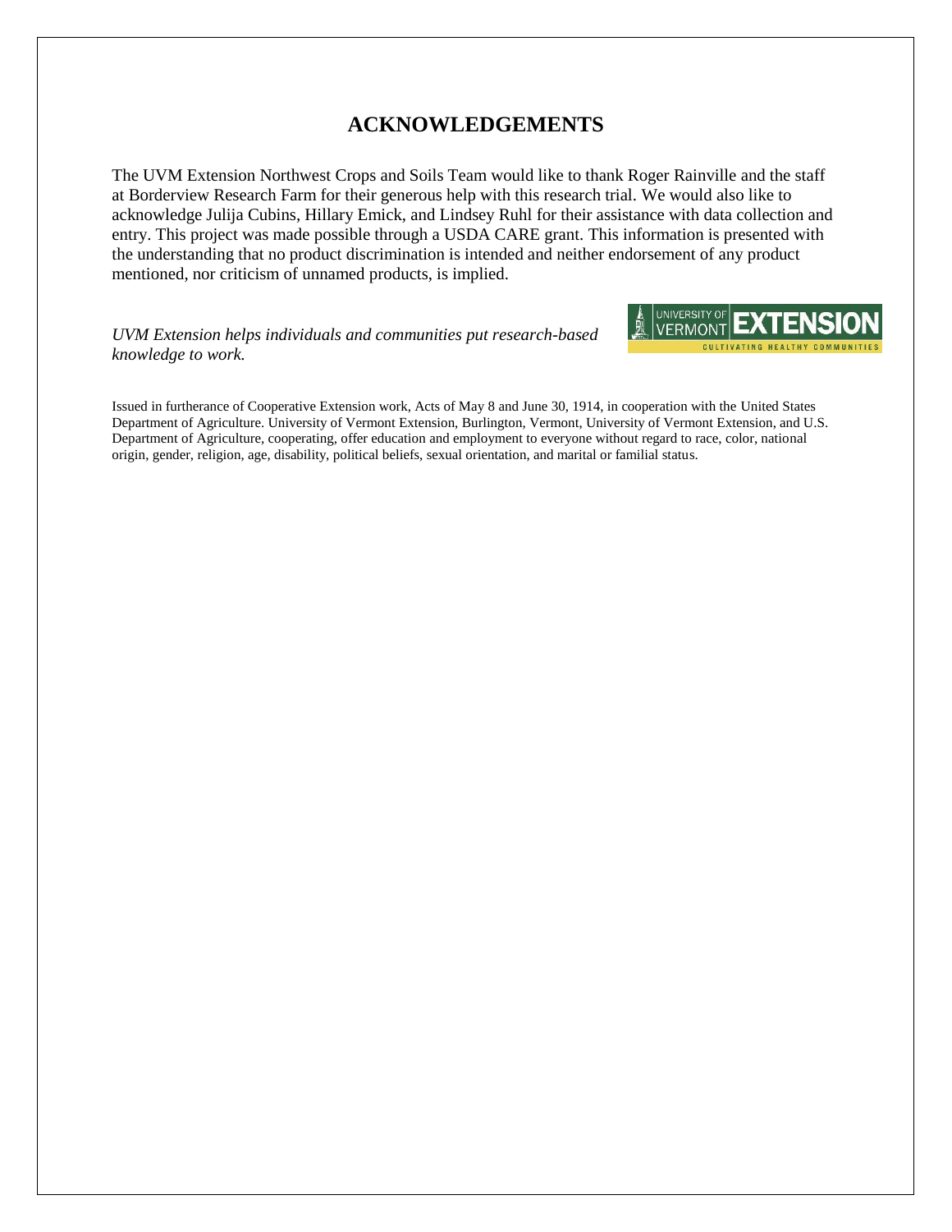# ACKNOWLEDGEMENTS

The UVM Extension Northwest Crops and Soils Team would like to thank Roger Rainville and the staff at Borderview Research Farm for their generous help with this research trial. We would also like to acknowledge Julija Cubins, Hillary Emick, and Lindsey Ruhl for their assistance with data collection and entry. This project was made possible through a USDA CARE grant. This information is presented with the understanding that no product discrimination is intended and neither endorsement of any product mentioned, nor criticism of unnamed products, is implied.

*UVM Extension helps individuals and communities put research-based knowledge to work.*

Issued in furtherance of Cooperative Extension work, Acts of May 8 and June 30, 1914, in cooperation with the United States Department of Agriculture. University of Vermont Extension, Burlington, Vermont, University of Vermont Extension, and U.S. Department of Agriculture, cooperating, offer education and employment to everyone without regard to race, color, national origin, gender, religion, age, disability, political beliefs, sexual orientation, and marital or familial status.